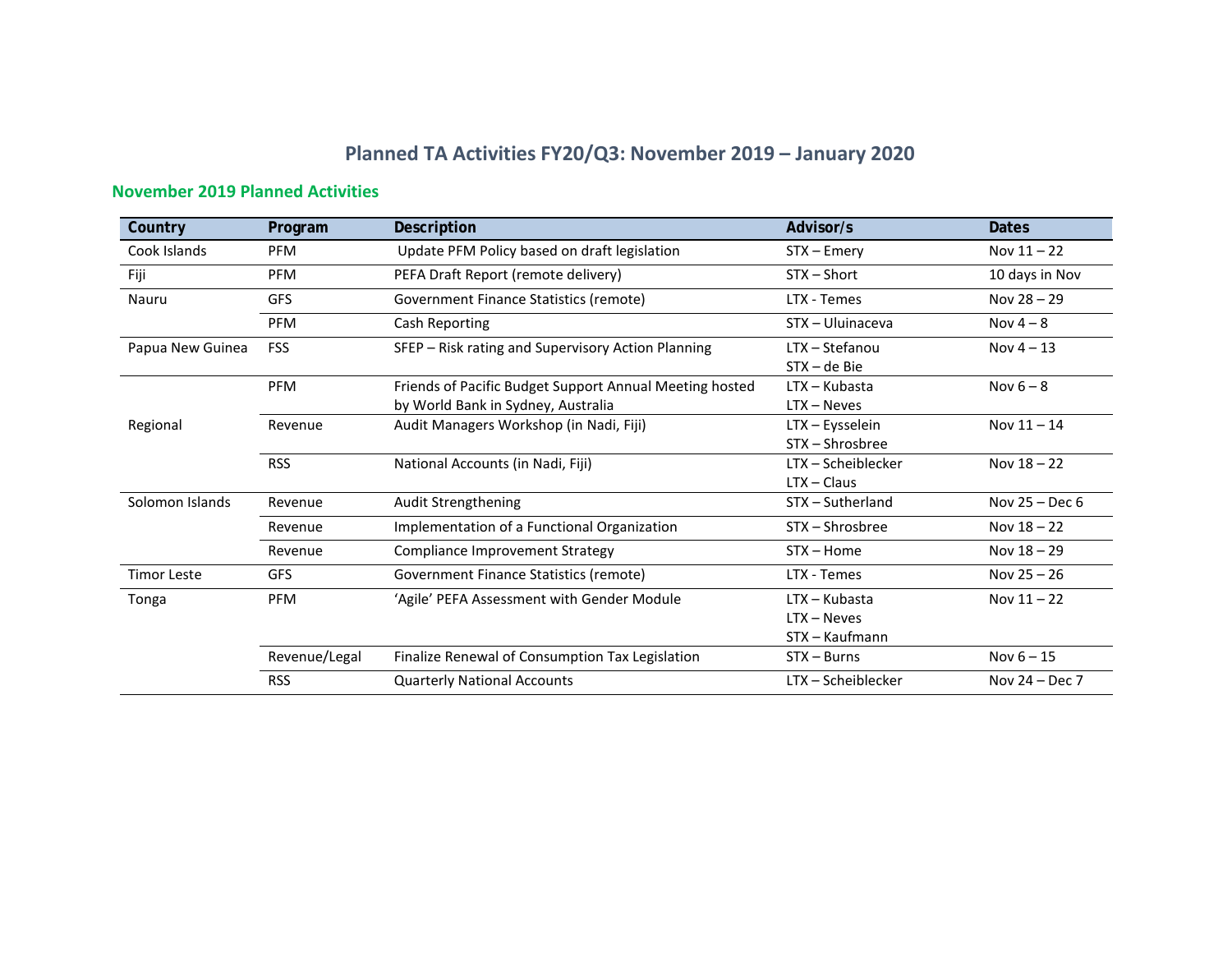## Planned TA Activities FY20/Q3: November 2019 – January 2020

### November 2019 Planned Activities

| Country | Program | Description | Advisor/s | Dates |
|---|---|---|---|---|
| Cook Islands | PFM | Update PFM Policy based on draft legislation | STX – Emery | Nov 11 – 22 |
| Fiji | PFM | PEFA Draft Report (remote delivery) | STX – Short | 10 days in Nov |
| Nauru | GFS | Government Finance Statistics (remote) | LTX - Temes | Nov 28 – 29 |
| | PFM | Cash Reporting | STX – Uluinaceva | Nov 4 – 8 |
| Papua New Guinea | FSS | SFEP – Risk rating and Supervisory Action Planning | LTX – Stefanou<br>STX – de Bie | Nov 4 – 13 |
| Regional | PFM | Friends of Pacific Budget Support Annual Meeting hosted by World Bank in Sydney, Australia | LTX – Kubasta<br>LTX – Neves | Nov 6 – 8 |
| | Revenue | Audit Managers Workshop (in Nadi, Fiji) | LTX – Eysselein<br>STX – Shrosbree | Nov 11 – 14 |
| | RSS | National Accounts (in Nadi, Fiji) | LTX – Scheiblecker<br>LTX – Claus | Nov 18 – 22 |
| Solomon Islands | Revenue | Audit Strengthening | STX – Sutherland | Nov 25 – Dec 6 |
| | Revenue | Implementation of a Functional Organization | STX – Shrosbree | Nov 18 – 22 |
| | Revenue | Compliance Improvement Strategy | STX – Home | Nov 18 – 29 |
| Timor Leste | GFS | Government Finance Statistics (remote) | LTX - Temes | Nov 25 – 26 |
| Tonga | PFM | 'Agile' PEFA Assessment with Gender Module | LTX – Kubasta<br>LTX – Neves<br>STX – Kaufmann | Nov 11 – 22 |
| | Revenue/Legal | Finalize Renewal of Consumption Tax Legislation | STX – Burns | Nov 6 – 15 |
| | RSS | Quarterly National Accounts | LTX – Scheiblecker | Nov 24 – Dec 7 |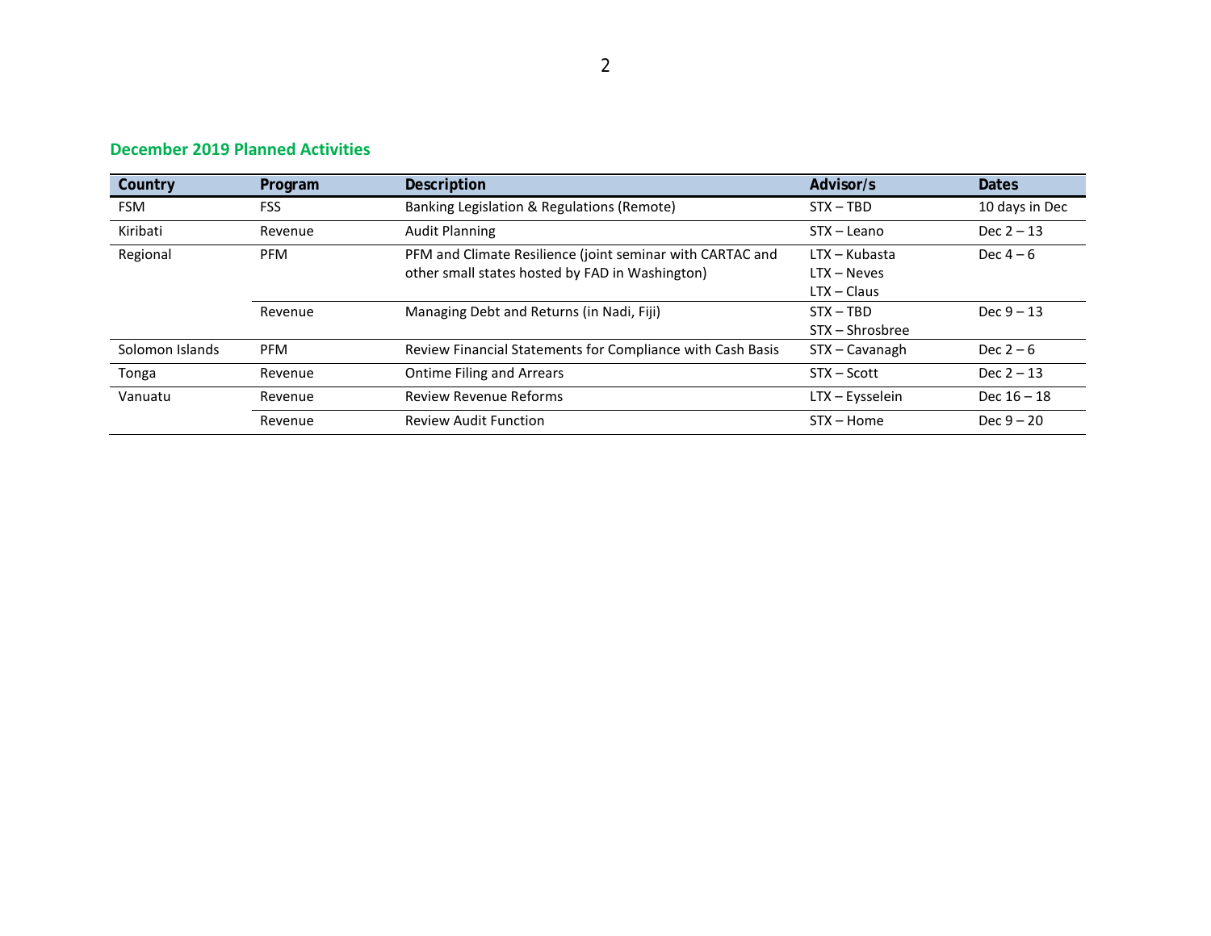## December 2019 Planned Activities

| Country | Program | Description | Advisor/s | Dates |
|---|---|---|---|---|
| FSM | FSS | Banking Legislation & Regulations (Remote) | STX – TBD | 10 days in Dec |
| Kiribati | Revenue | Audit Planning | STX – Leano | Dec 2 – 13 |
| Regional | PFM | PFM and Climate Resilience (joint seminar with CARTAC and other small states hosted by FAD in Washington) | LTX – Kubasta<br>LTX – Neves<br>LTX – Claus | Dec 4 – 6 |
| | Revenue | Managing Debt and Returns (in Nadi, Fiji) | STX – TBD<br>STX – Shrosbree | Dec 9 – 13 |
| Solomon Islands | PFM | Review Financial Statements for Compliance with Cash Basis | STX – Cavanagh | Dec 2 – 6 |
| Tonga | Revenue | Ontime Filing and Arrears | STX – Scott | Dec 2 – 13 |
| Vanuatu | Revenue | Review Revenue Reforms | LTX – Eysselein | Dec 16 – 18 |
| | Revenue | Review Audit Function | STX – Home | Dec 9 – 20 |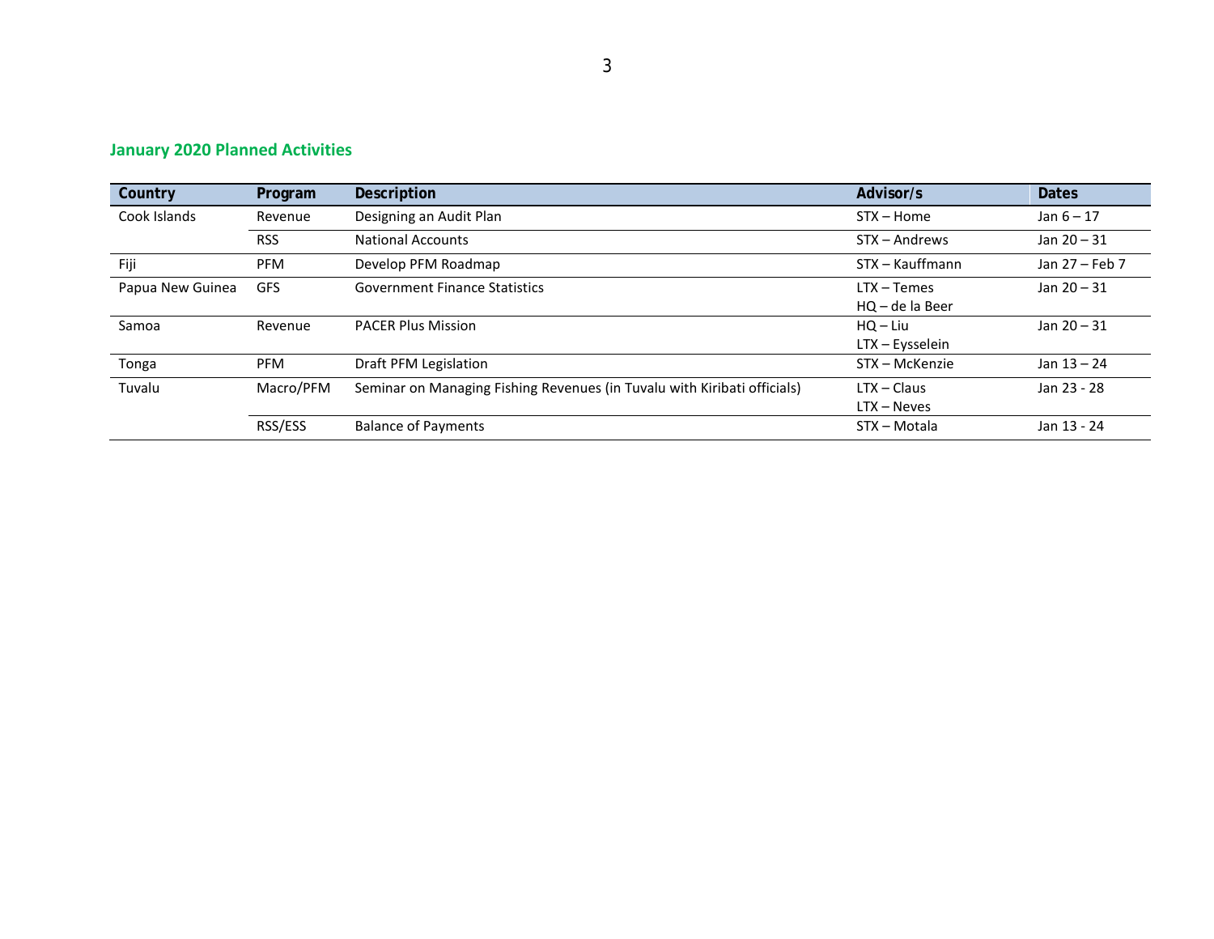## January 2020 Planned Activities

| Country | Program | Description | Advisor/s | Dates |
|---|---|---|---|---|
| Cook Islands | Revenue | Designing an Audit Plan | STX – Home | Jan 6 – 17 |
| | RSS | National Accounts | STX – Andrews | Jan 20 – 31 |
| Fiji | PFM | Develop PFM Roadmap | STX – Kauffmann | Jan 27 – Feb 7 |
| Papua New Guinea | GFS | Government Finance Statistics | LTX – Temes<br>HQ – de la Beer | Jan 20 – 31 |
| Samoa | Revenue | PACER Plus Mission | HQ – Liu<br>LTX – Eysselein | Jan 20 – 31 |
| Tonga | PFM | Draft PFM Legislation | STX – McKenzie | Jan 13 – 24 |
| Tuvalu | Macro/PFM | Seminar on Managing Fishing Revenues (in Tuvalu with Kiribati officials) | LTX – Claus<br>LTX – Neves | Jan 23 - 28 |
| | RSS/ESS | Balance of Payments | STX – Motala | Jan 13 - 24 |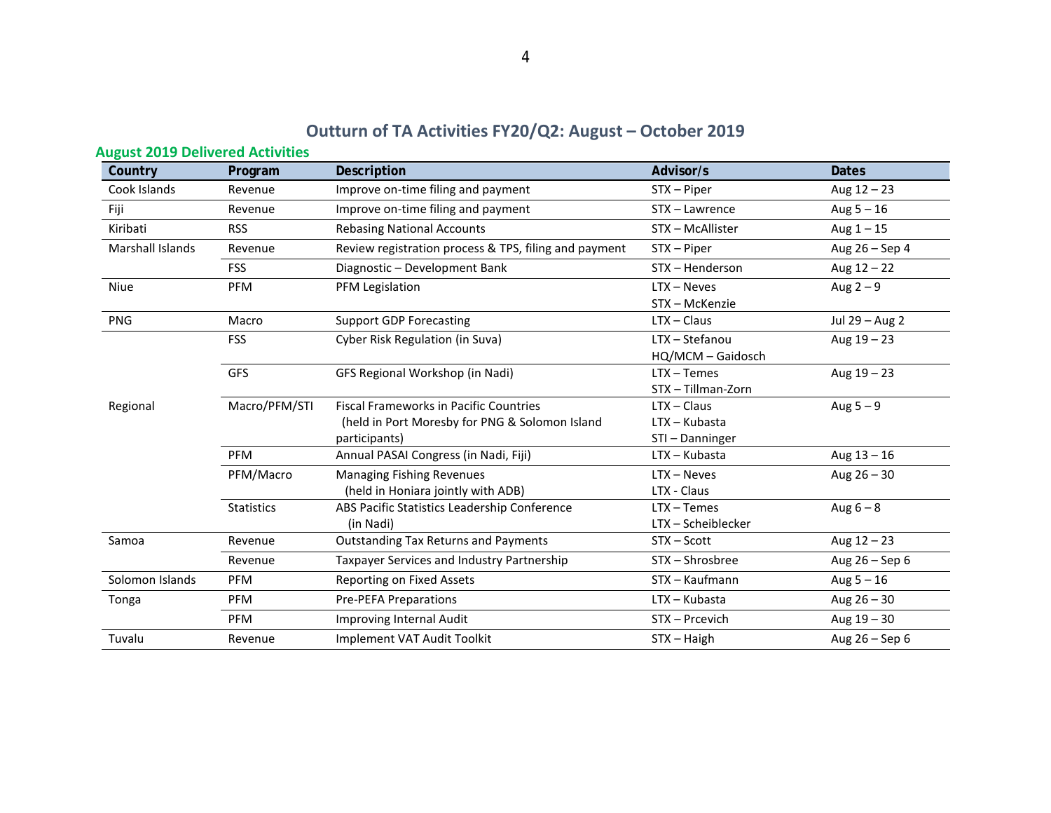# Outturn of TA Activities FY20/Q2: August – October 2019

## August 2019 Delivered Activities

| Country | Program | Description | Advisor/s | Dates |
|---|---|---|---|---|
| Cook Islands | Revenue | Improve on-time filing and payment | STX – Piper | Aug 12 – 23 |
| Fiji | Revenue | Improve on-time filing and payment | STX – Lawrence | Aug 5 – 16 |
| Kiribati | RSS | Rebasing National Accounts | STX – McAllister | Aug 1 – 15 |
| Marshall Islands | Revenue | Review registration process & TPS, filing and payment | STX – Piper | Aug 26 – Sep 4 |
| | FSS | Diagnostic – Development Bank | STX – Henderson | Aug 12 – 22 |
| Niue | PFM | PFM Legislation | LTX – Neves<br>STX – McKenzie | Aug 2 – 9 |
| PNG | Macro | Support GDP Forecasting | LTX – Claus | Jul 29 – Aug 2 |
| Regional | FSS | Cyber Risk Regulation (in Suva) | LTX – Stefanou<br>HQ/MCM – Gaidosch | Aug 19 – 23 |
| | GFS | GFS Regional Workshop (in Nadi) | LTX – Temes<br>STX – Tillman-Zorn | Aug 19 – 23 |
| | Macro/PFM/STI | Fiscal Frameworks in Pacific Countries (held in Port Moresby for PNG & Solomon Island participants) | LTX – Claus<br>LTX – Kubasta<br>STI – Danninger | Aug 5 – 9 |
| | PFM | Annual PASAI Congress (in Nadi, Fiji) | LTX – Kubasta | Aug 13 – 16 |
| | PFM/Macro | Managing Fishing Revenues (held in Honiara jointly with ADB) | LTX – Neves<br>LTX - Claus | Aug 26 – 30 |
| | Statistics | ABS Pacific Statistics Leadership Conference (in Nadi) | LTX – Temes<br>LTX – Scheiblecker | Aug 6 – 8 |
| Samoa | Revenue | Outstanding Tax Returns and Payments | STX – Scott | Aug 12 – 23 |
| | Revenue | Taxpayer Services and Industry Partnership | STX – Shrosbree | Aug 26 – Sep 6 |
| Solomon Islands | PFM | Reporting on Fixed Assets | STX – Kaufmann | Aug 5 – 16 |
| Tonga | PFM | Pre-PEFA Preparations | LTX – Kubasta | Aug 26 – 30 |
| | PFM | Improving Internal Audit | STX – Prcevich | Aug 19 – 30 |
| Tuvalu | Revenue | Implement VAT Audit Toolkit | STX – Haigh | Aug 26 – Sep 6 |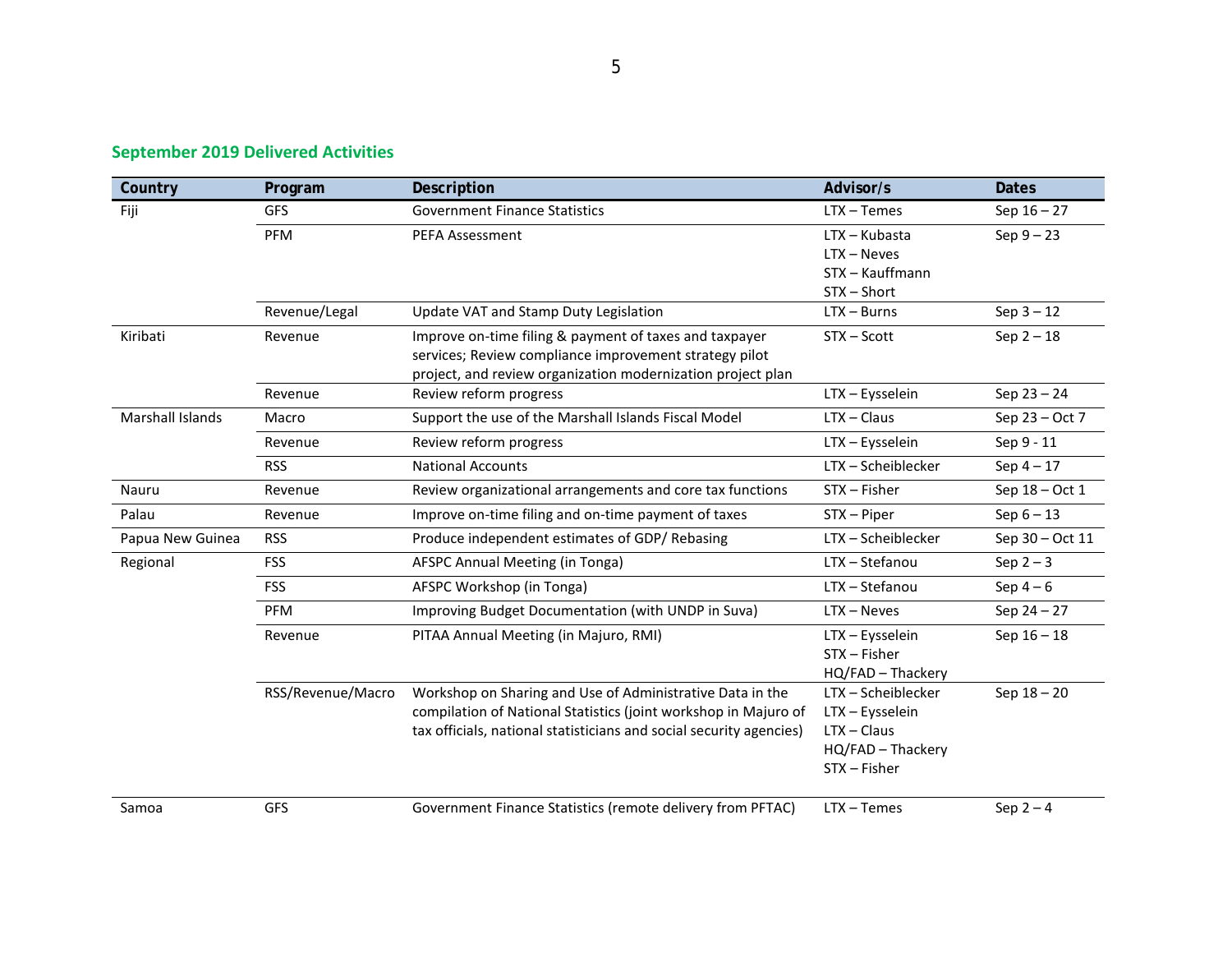## September 2019 Delivered Activities

| Country | Program | Description | Advisor/s | Dates |
|---|---|---|---|---|
| Fiji | GFS | Government Finance Statistics | LTX – Temes | Sep 16 – 27 |
| | PFM | PEFA Assessment | LTX – Kubasta<br>LTX – Neves<br>STX – Kauffmann<br>STX – Short | Sep 9 – 23 |
| | Revenue/Legal | Update VAT and Stamp Duty Legislation | LTX – Burns | Sep 3 – 12 |
| Kiribati | Revenue | Improve on-time filing & payment of taxes and taxpayer services; Review compliance improvement strategy pilot project, and review organization modernization project plan | STX – Scott | Sep 2 – 18 |
| | Revenue | Review reform progress | LTX – Eysselein | Sep 23 – 24 |
| Marshall Islands | Macro | Support the use of the Marshall Islands Fiscal Model | LTX – Claus | Sep 23 – Oct 7 |
| | Revenue | Review reform progress | LTX – Eysselein | Sep 9 - 11 |
| | RSS | National Accounts | LTX – Scheiblecker | Sep 4 – 17 |
| Nauru | Revenue | Review organizational arrangements and core tax functions | STX – Fisher | Sep 18 – Oct 1 |
| Palau | Revenue | Improve on-time filing and on-time payment of taxes | STX – Piper | Sep 6 – 13 |
| Papua New Guinea | RSS | Produce independent estimates of GDP/ Rebasing | LTX – Scheiblecker | Sep 30 – Oct 11 |
| Regional | FSS | AFSPC Annual Meeting (in Tonga) | LTX – Stefanou | Sep 2 – 3 |
| | FSS | AFSPC Workshop (in Tonga) | LTX – Stefanou | Sep 4 – 6 |
| | PFM | Improving Budget Documentation (with UNDP in Suva) | LTX – Neves | Sep 24 – 27 |
| | Revenue | PITAA Annual Meeting (in Majuro, RMI) | LTX – Eysselein<br>STX – Fisher<br>HQ/FAD – Thackery | Sep 16 – 18 |
| | RSS/Revenue/Macro | Workshop on Sharing and Use of Administrative Data in the compilation of National Statistics (joint workshop in Majuro of tax officials, national statisticians and social security agencies) | LTX – Scheiblecker<br>LTX – Eysselein<br>LTX – Claus<br>HQ/FAD – Thackery<br>STX – Fisher | Sep 18 – 20 |
| Samoa | GFS | Government Finance Statistics (remote delivery from PFTAC) | LTX – Temes | Sep 2 – 4 |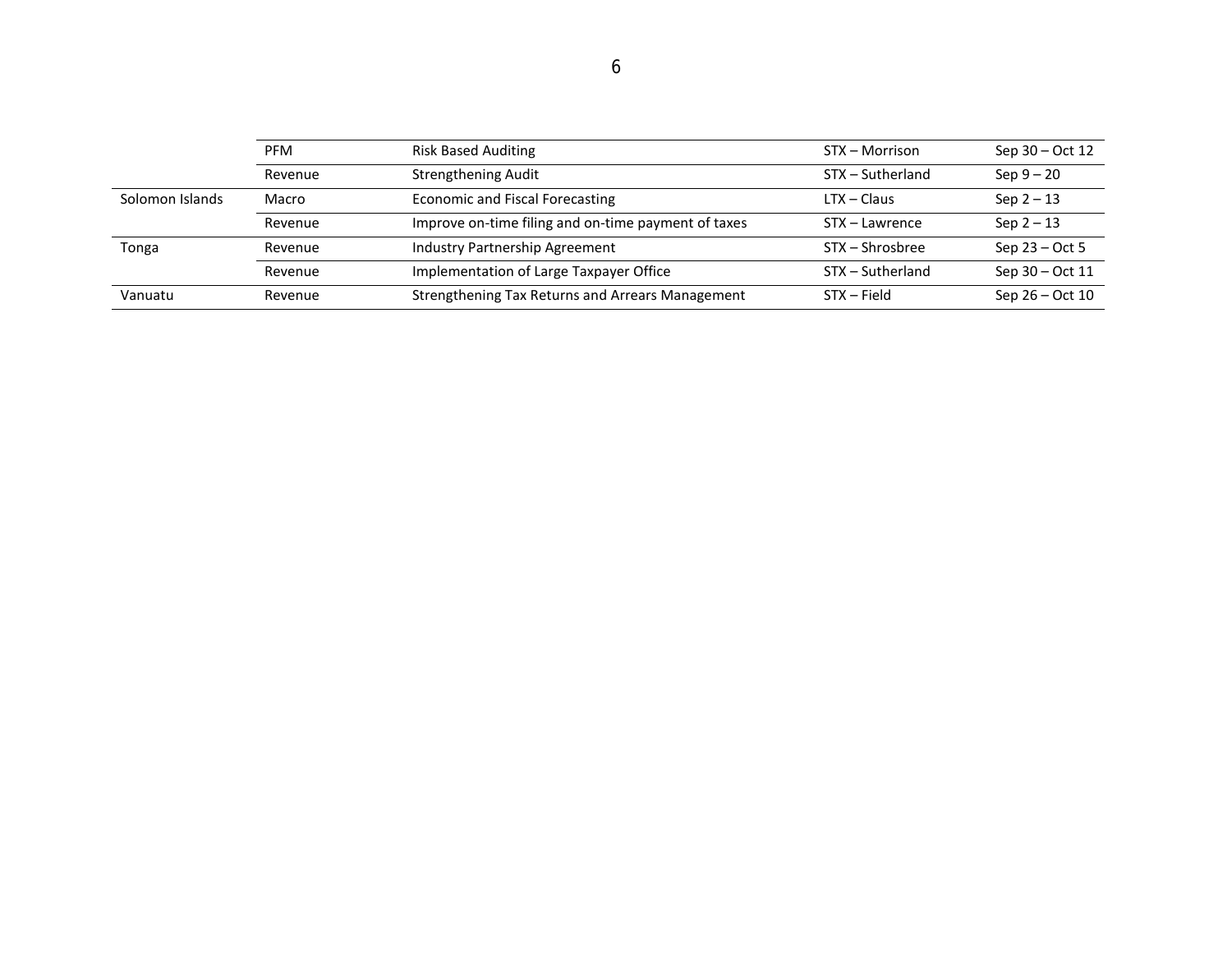| | | | | |
|---|---|---|---|---|
| | PFM | Risk Based Auditing | STX – Morrison | Sep 30 – Oct 12 |
| | Revenue | Strengthening Audit | STX – Sutherland | Sep 9 – 20 |
| Solomon Islands | Macro | Economic and Fiscal Forecasting | LTX – Claus | Sep 2 – 13 |
| | Revenue | Improve on-time filing and on-time payment of taxes | STX – Lawrence | Sep 2 – 13 |
| Tonga | Revenue | Industry Partnership Agreement | STX – Shrosbree | Sep 23 – Oct 5 |
| | Revenue | Implementation of Large Taxpayer Office | STX – Sutherland | Sep 30 – Oct 11 |
| Vanuatu | Revenue | Strengthening Tax Returns and Arrears Management | STX – Field | Sep 26 – Oct 10 |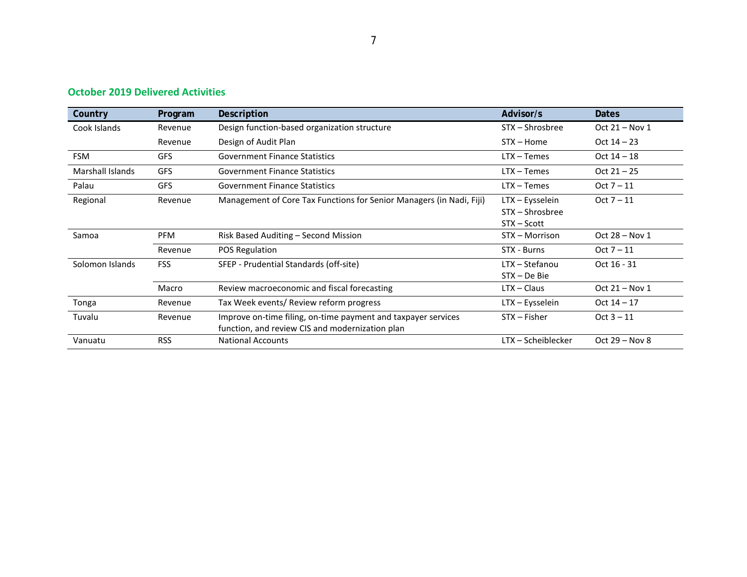## October 2019 Delivered Activities

| Country | Program | Description | Advisor/s | Dates |
|---|---|---|---|---|
| Cook Islands | Revenue | Design function-based organization structure | STX – Shrosbree | Oct 21 – Nov 1 |
| | Revenue | Design of Audit Plan | STX – Home | Oct 14 – 23 |
| FSM | GFS | Government Finance Statistics | LTX – Temes | Oct 14 – 18 |
| Marshall Islands | GFS | Government Finance Statistics | LTX – Temes | Oct 21 – 25 |
| Palau | GFS | Government Finance Statistics | LTX – Temes | Oct 7 – 11 |
| Regional | Revenue | Management of Core Tax Functions for Senior Managers (in Nadi, Fiji) | LTX – Eysselein<br>STX – Shrosbree<br>STX – Scott | Oct 7 – 11 |
| Samoa | PFM | Risk Based Auditing – Second Mission | STX – Morrison | Oct 28 – Nov 1 |
| | Revenue | POS Regulation | STX - Burns | Oct 7 – 11 |
| Solomon Islands | FSS | SFEP - Prudential Standards (off-site) | LTX – Stefanou<br>STX – De Bie | Oct 16 - 31 |
| | Macro | Review macroeconomic and fiscal forecasting | LTX – Claus | Oct 21 – Nov 1 |
| Tonga | Revenue | Tax Week events/ Review reform progress | LTX – Eysselein | Oct 14 – 17 |
| Tuvalu | Revenue | Improve on-time filing, on-time payment and taxpayer services function, and review CIS and modernization plan | STX – Fisher | Oct 3 – 11 |
| Vanuatu | RSS | National Accounts | LTX – Scheiblecker | Oct 29 – Nov 8 |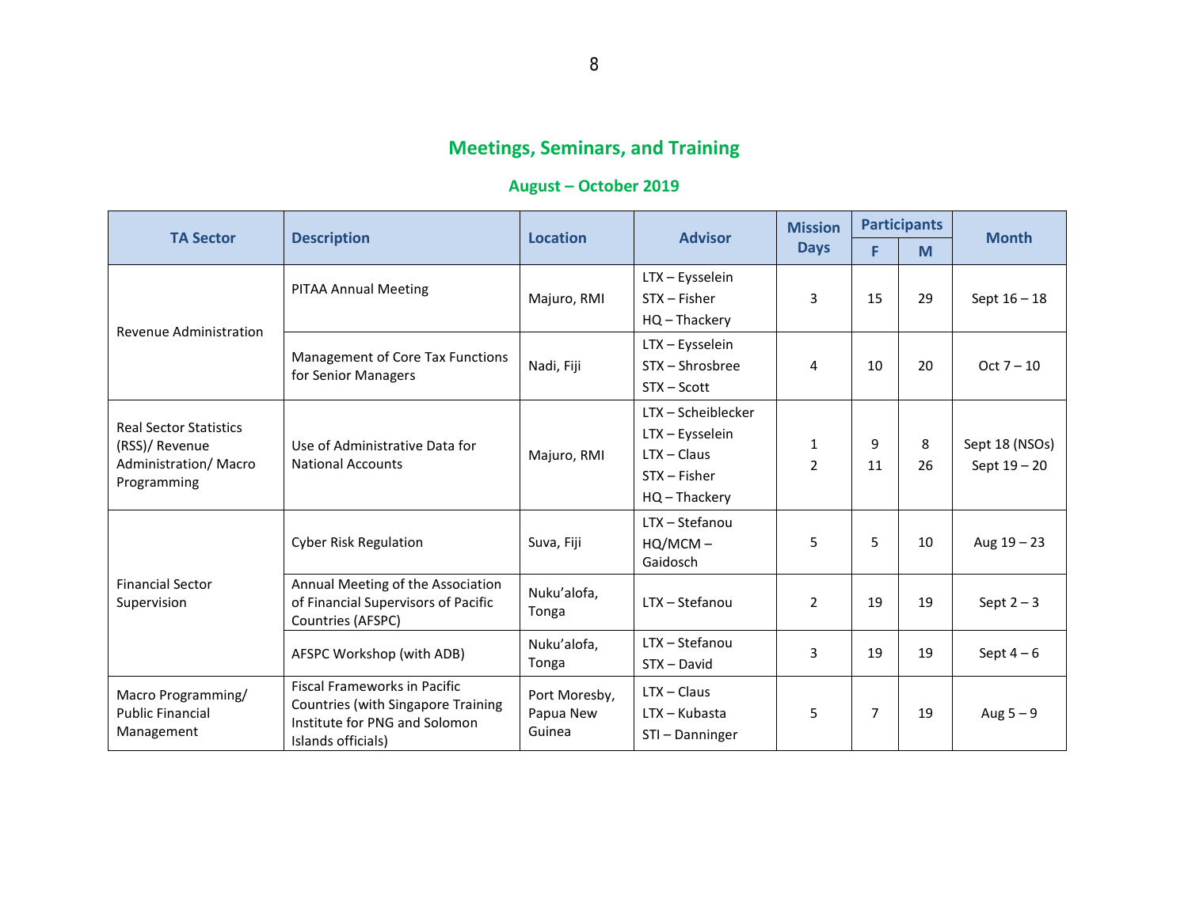## Meetings, Seminars, and Training

### August – October 2019

| TA Sector | Description | Location | Advisor | Mission Days | Participants | | Month |
|---|---|---|---|---|---|---|---|
| | | | | | F | M | |
| Revenue Administration | PITAA Annual Meeting | Majuro, RMI | LTX – Eysselein<br>STX – Fisher<br>HQ – Thackery | 3 | 15 | 29 | Sept 16 – 18 |
| | Management of Core Tax Functions for Senior Managers | Nadi, Fiji | LTX – Eysselein<br>STX – Shrosbree<br>STX – Scott | 4 | 10 | 20 | Oct 7 – 10 |
| Real Sector Statistics (RSS)/ Revenue Administration/ Macro Programming | Use of Administrative Data for National Accounts | Majuro, RMI | LTX – Scheiblecker<br>LTX – Eysselein<br>LTX – Claus<br>STX – Fisher<br>HQ – Thackery | 1<br>2 | 9<br>11 | 8<br>26 | Sept 18 (NSOs)<br>Sept 19 – 20 |
| Financial Sector Supervision | Cyber Risk Regulation | Suva, Fiji | LTX – Stefanou<br>HQ/MCM – Gaidosch | 5 | 5 | 10 | Aug 19 – 23 |
| | Annual Meeting of the Association of Financial Supervisors of Pacific Countries (AFSPC) | Nuku'alofa, Tonga | LTX – Stefanou | 2 | 19 | 19 | Sept 2 – 3 |
| | AFSPC Workshop (with ADB) | Nuku'alofa, Tonga | LTX – Stefanou<br>STX – David | 3 | 19 | 19 | Sept 4 – 6 |
| Macro Programming/ Public Financial Management | Fiscal Frameworks in Pacific Countries (with Singapore Training Institute for PNG and Solomon Islands officials) | Port Moresby, Papua New Guinea | LTX – Claus<br>LTX – Kubasta<br>STI – Danninger | 5 | 7 | 19 | Aug 5 – 9 |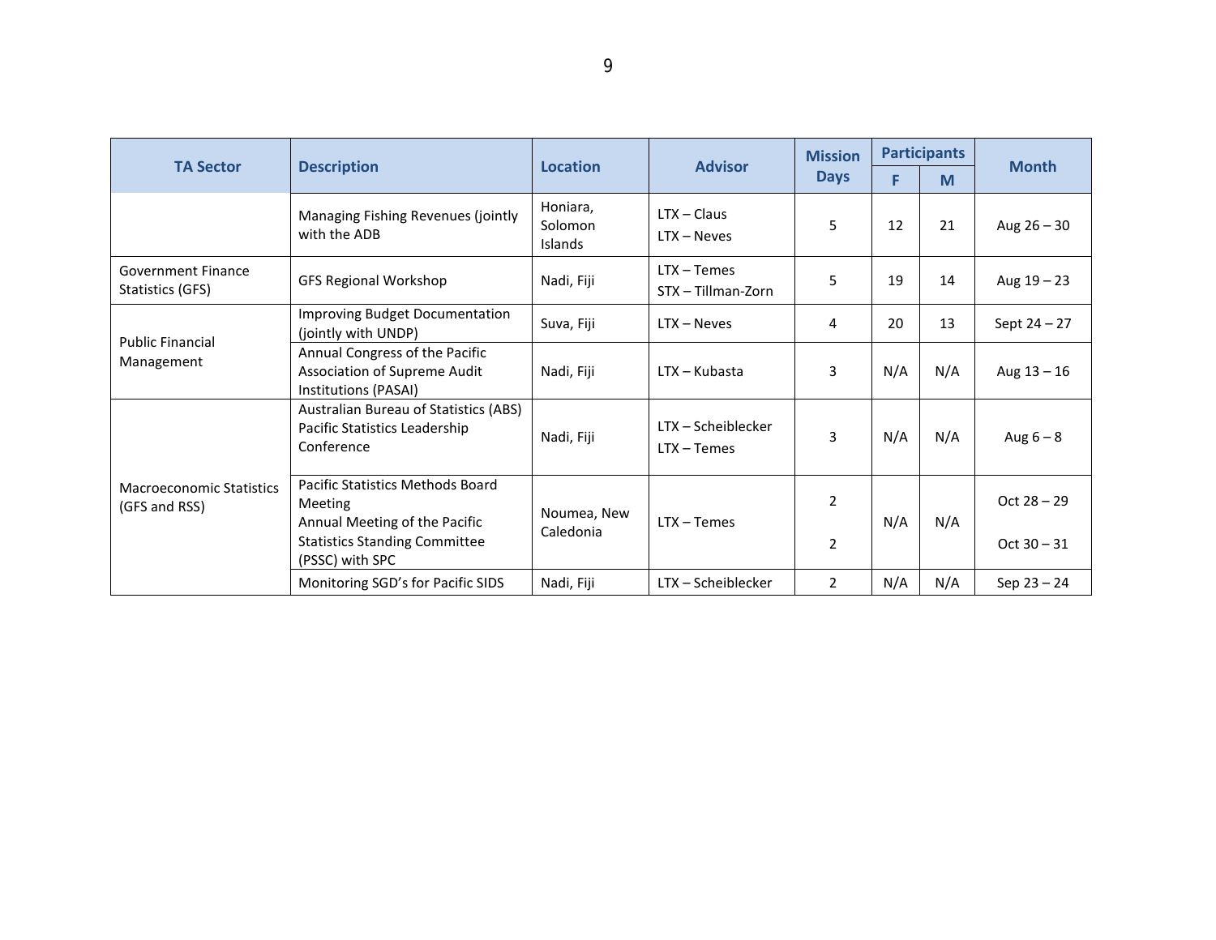| TA Sector | Description | Location | Advisor | Mission Days | Participants | | Month |
|---|---|---|---|---|---|---|---|
| | | | | | F | M | |
| | Managing Fishing Revenues (jointly with the ADB | Honiara, Solomon Islands | LTX – Claus<br>LTX – Neves | 5 | 12 | 21 | Aug 26 – 30 |
| Government Finance Statistics (GFS) | GFS Regional Workshop | Nadi, Fiji | LTX – Temes<br>STX – Tillman-Zorn | 5 | 19 | 14 | Aug 19 – 23 |
| Public Financial Management | Improving Budget Documentation (jointly with UNDP) | Suva, Fiji | LTX – Neves | 4 | 20 | 13 | Sept 24 – 27 |
| | Annual Congress of the Pacific Association of Supreme Audit Institutions (PASAI) | Nadi, Fiji | LTX – Kubasta | 3 | N/A | N/A | Aug 13 – 16 |
| Macroeconomic Statistics (GFS and RSS) | Australian Bureau of Statistics (ABS) Pacific Statistics Leadership Conference | Nadi, Fiji | LTX – Scheiblecker<br>LTX – Temes | 3 | N/A | N/A | Aug 6 – 8 |
| | Pacific Statistics Methods Board Meeting<br>Annual Meeting of the Pacific Statistics Standing Committee (PSSC) with SPC | Noumea, New Caledonia | LTX – Temes | 2<br>2 | N/A | N/A | Oct 28 – 29<br>Oct 30 – 31 |
| | Monitoring SGD's for Pacific SIDS | Nadi, Fiji | LTX – Scheiblecker | 2 | N/A | N/A | Sep 23 – 24 |